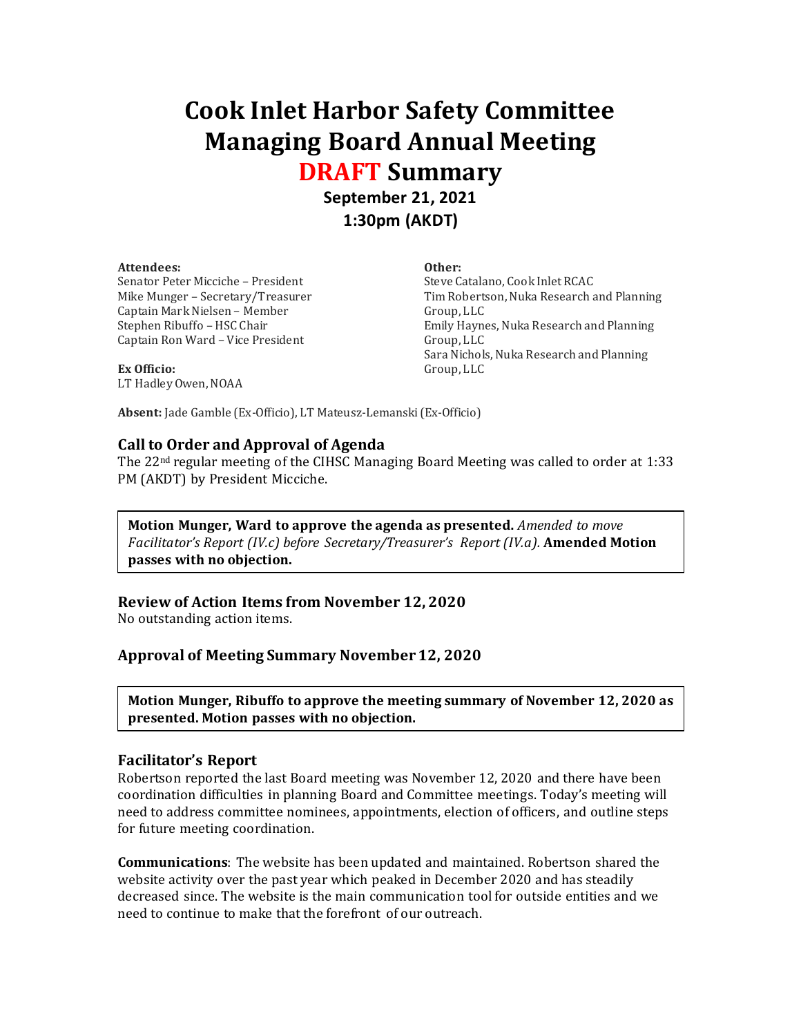# Cook Inlet Harbor Safety Committee Managing Board Annual Meeting DRAFT Summary

**September 21, 2021**
**1:30pm (AKDT)**

**Attendees:**
Senator Peter Micciche – President
Mike Munger – Secretary/Treasurer
Captain Mark Nielsen – Member
Stephen Ribuffo – HSC Chair
Captain Ron Ward – Vice President

**Ex Officio:**
LT Hadley Owen, NOAA

**Other:**
Steve Catalano, Cook Inlet RCAC
Tim Robertson, Nuka Research and Planning Group, LLC
Emily Haynes, Nuka Research and Planning Group, LLC
Sara Nichols, Nuka Research and Planning Group, LLC

**Absent:** Jade Gamble (Ex-Officio), LT Mateusz-Lemanski (Ex-Officio)

## Call to Order and Approval of Agenda

The 22nd regular meeting of the CIHSC Managing Board Meeting was called to order at 1:33 PM (AKDT) by President Micciche.

> **Motion Munger, Ward to approve the agenda as presented.** *Amended to move Facilitator's Report (IV.c) before Secretary/Treasurer's Report (IV.a).* **Amended Motion passes with no objection.**

## Review of Action Items from November 12, 2020

No outstanding action items.

## Approval of Meeting Summary November 12, 2020

> **Motion Munger, Ribuffo to approve the meeting summary of November 12, 2020 as presented. Motion passes with no objection.**

## Facilitator's Report

Robertson reported the last Board meeting was November 12, 2020 and there have been coordination difficulties in planning Board and Committee meetings. Today's meeting will need to address committee nominees, appointments, election of officers, and outline steps for future meeting coordination.

**Communications**: The website has been updated and maintained. Robertson shared the website activity over the past year which peaked in December 2020 and has steadily decreased since. The website is the main communication tool for outside entities and we need to continue to make that the forefront of our outreach.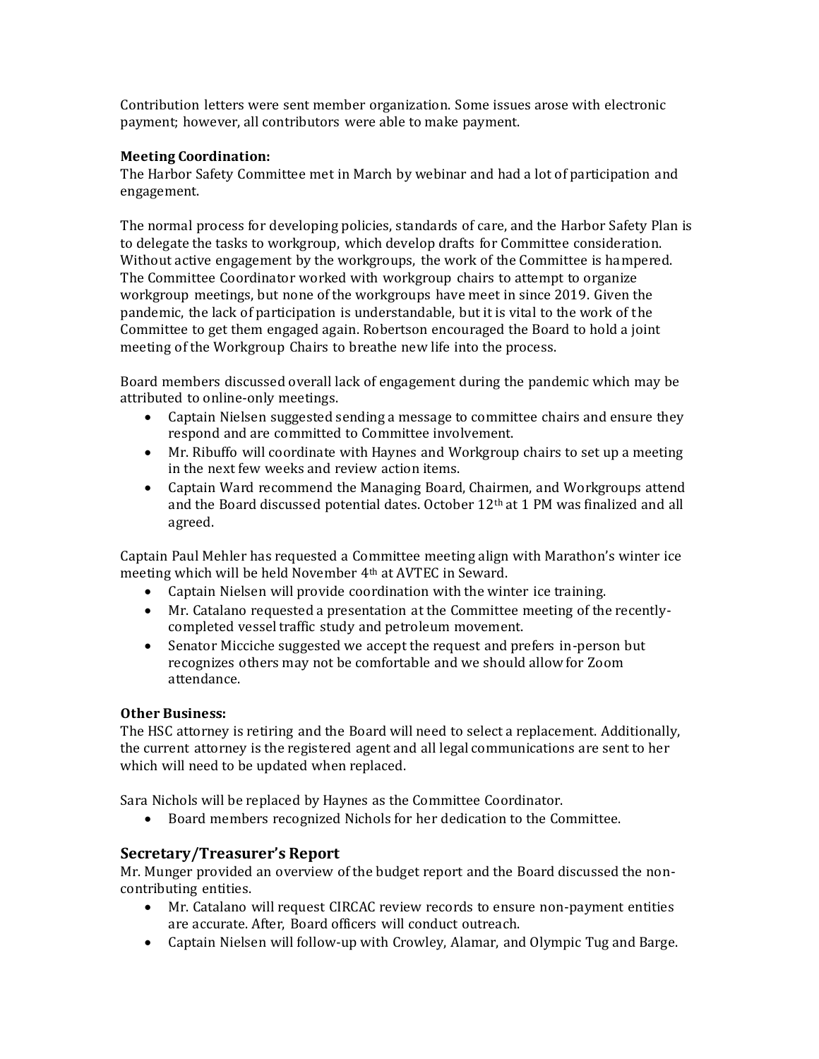Contribution letters were sent member organization. Some issues arose with electronic payment; however, all contributors were able to make payment.

**Meeting Coordination:**
The Harbor Safety Committee met in March by webinar and had a lot of participation and engagement.

The normal process for developing policies, standards of care, and the Harbor Safety Plan is to delegate the tasks to workgroup, which develop drafts for Committee consideration. Without active engagement by the workgroups, the work of the Committee is hampered. The Committee Coordinator worked with workgroup chairs to attempt to organize workgroup meetings, but none of the workgroups have meet in since 2019. Given the pandemic, the lack of participation is understandable, but it is vital to the work of the Committee to get them engaged again. Robertson encouraged the Board to hold a joint meeting of the Workgroup Chairs to breathe new life into the process.

Board members discussed overall lack of engagement during the pandemic which may be attributed to online-only meetings.

- Captain Nielsen suggested sending a message to committee chairs and ensure they respond and are committed to Committee involvement.
- Mr. Ribuffo will coordinate with Haynes and Workgroup chairs to set up a meeting in the next few weeks and review action items.
- Captain Ward recommend the Managing Board, Chairmen, and Workgroups attend and the Board discussed potential dates. October 12th at 1 PM was finalized and all agreed.

Captain Paul Mehler has requested a Committee meeting align with Marathon's winter ice meeting which will be held November 4th at AVTEC in Seward.

- Captain Nielsen will provide coordination with the winter ice training.
- Mr. Catalano requested a presentation at the Committee meeting of the recently-completed vessel traffic study and petroleum movement.
- Senator Micciche suggested we accept the request and prefers in-person but recognizes others may not be comfortable and we should allow for Zoom attendance.

**Other Business:**
The HSC attorney is retiring and the Board will need to select a replacement. Additionally, the current attorney is the registered agent and all legal communications are sent to her which will need to be updated when replaced.

Sara Nichols will be replaced by Haynes as the Committee Coordinator.

- Board members recognized Nichols for her dedication to the Committee.

## Secretary/Treasurer's Report

Mr. Munger provided an overview of the budget report and the Board discussed the non-contributing entities.

- Mr. Catalano will request CIRCAC review records to ensure non-payment entities are accurate. After, Board officers will conduct outreach.
- Captain Nielsen will follow-up with Crowley, Alamar, and Olympic Tug and Barge.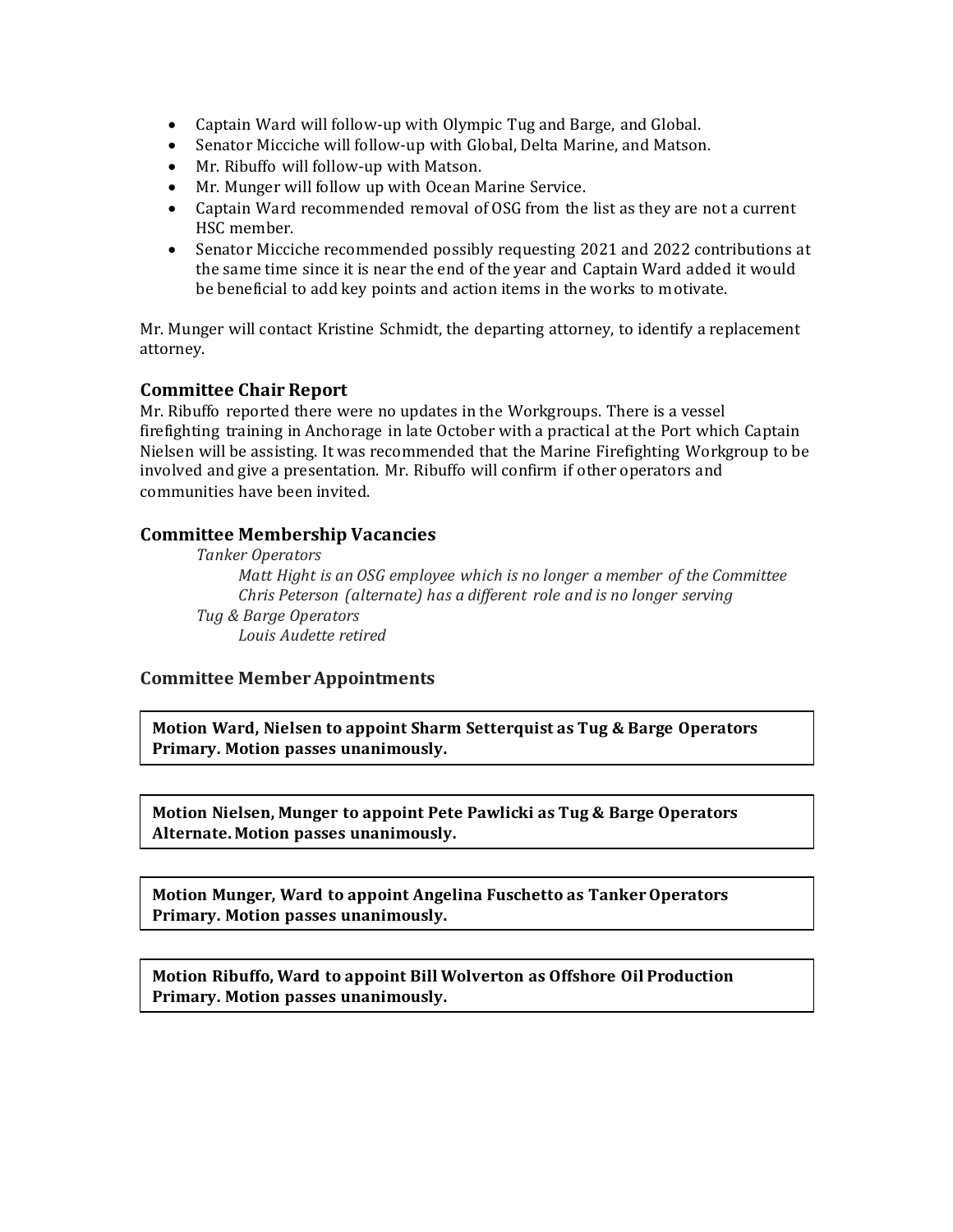- Captain Ward will follow-up with Olympic Tug and Barge, and Global.
- Senator Micciche will follow-up with Global, Delta Marine, and Matson.
- Mr. Ribuffo will follow-up with Matson.
- Mr. Munger will follow up with Ocean Marine Service.
- Captain Ward recommended removal of OSG from the list as they are not a current HSC member.
- Senator Micciche recommended possibly requesting 2021 and 2022 contributions at the same time since it is near the end of the year and Captain Ward added it would be beneficial to add key points and action items in the works to motivate.

Mr. Munger will contact Kristine Schmidt, the departing attorney, to identify a replacement attorney.

### Committee Chair Report

Mr. Ribuffo reported there were no updates in the Workgroups. There is a vessel firefighting training in Anchorage in late October with a practical at the Port which Captain Nielsen will be assisting. It was recommended that the Marine Firefighting Workgroup to be involved and give a presentation. Mr. Ribuffo will confirm if other operators and communities have been invited.

### Committee Membership Vacancies

*Tanker Operators*

*Matt Hight is an OSG employee which is no longer a member of the Committee*

*Chris Peterson (alternate) has a different role and is no longer serving*

*Tug & Barge Operators*

*Louis Audette retired*

### Committee Member Appointments

**Motion Ward, Nielsen to appoint Sharm Setterquist as Tug & Barge Operators Primary. Motion passes unanimously.**

**Motion Nielsen, Munger to appoint Pete Pawlicki as Tug & Barge Operators Alternate. Motion passes unanimously.**

**Motion Munger, Ward to appoint Angelina Fuschetto as Tanker Operators Primary. Motion passes unanimously.**

**Motion Ribuffo, Ward to appoint Bill Wolverton as Offshore Oil Production Primary. Motion passes unanimously.**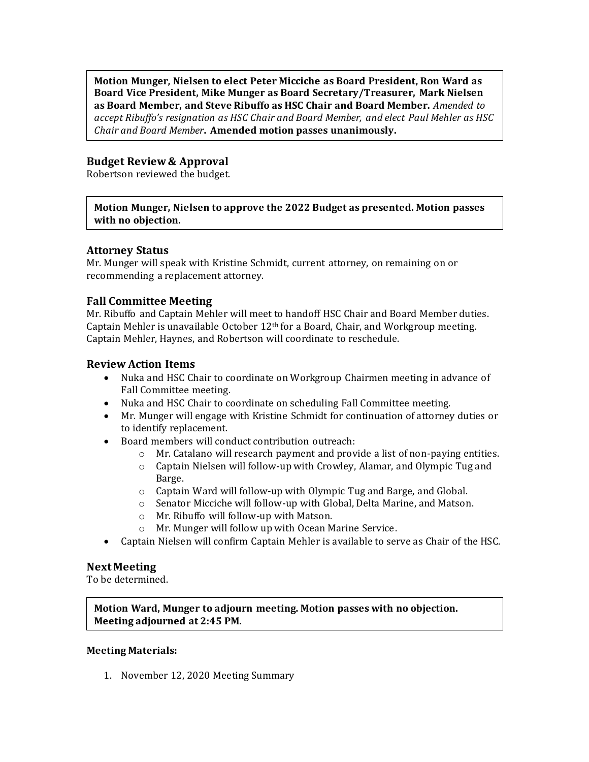**Motion Munger, Nielsen to elect Peter Micciche as Board President, Ron Ward as Board Vice President, Mike Munger as Board Secretary/Treasurer, Mark Nielsen as Board Member, and Steve Ribuffo as HSC Chair and Board Member.** *Amended to accept Ribuffo's resignation as HSC Chair and Board Member, and elect Paul Mehler as HSC Chair and Board Member*. **Amended motion passes unanimously.**

## Budget Review & Approval

Robertson reviewed the budget.

**Motion Munger, Nielsen to approve the 2022 Budget as presented. Motion passes with no objection.**

## Attorney Status

Mr. Munger will speak with Kristine Schmidt, current attorney, on remaining on or recommending a replacement attorney.

## Fall Committee Meeting

Mr. Ribuffo and Captain Mehler will meet to handoff HSC Chair and Board Member duties. Captain Mehler is unavailable October 12th for a Board, Chair, and Workgroup meeting. Captain Mehler, Haynes, and Robertson will coordinate to reschedule.

## Review Action Items

- Nuka and HSC Chair to coordinate on Workgroup Chairmen meeting in advance of Fall Committee meeting.
- Nuka and HSC Chair to coordinate on scheduling Fall Committee meeting.
- Mr. Munger will engage with Kristine Schmidt for continuation of attorney duties or to identify replacement.
- Board members will conduct contribution outreach:
  - Mr. Catalano will research payment and provide a list of non-paying entities.
  - Captain Nielsen will follow-up with Crowley, Alamar, and Olympic Tug and Barge.
  - Captain Ward will follow-up with Olympic Tug and Barge, and Global.
  - Senator Micciche will follow-up with Global, Delta Marine, and Matson.
  - Mr. Ribuffo will follow-up with Matson.
  - Mr. Munger will follow up with Ocean Marine Service.
- Captain Nielsen will confirm Captain Mehler is available to serve as Chair of the HSC.

## Next Meeting

To be determined.

**Motion Ward, Munger to adjourn meeting. Motion passes with no objection. Meeting adjourned at 2:45 PM.**

**Meeting Materials:**

1. November 12, 2020 Meeting Summary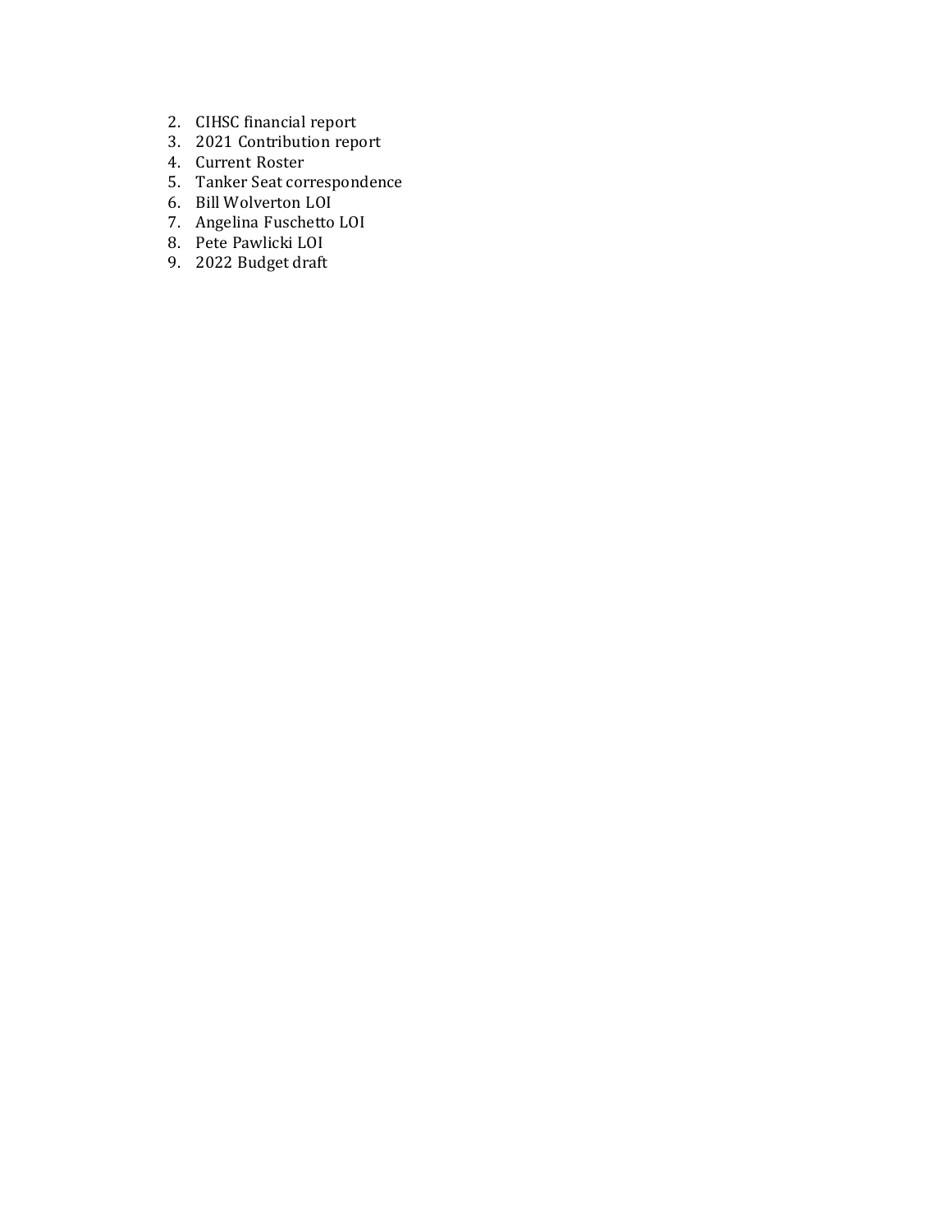2. CIHSC financial report
3. 2021 Contribution report
4. Current Roster
5. Tanker Seat correspondence
6. Bill Wolverton LOI
7. Angelina Fuschetto LOI
8. Pete Pawlicki LOI
9. 2022 Budget draft